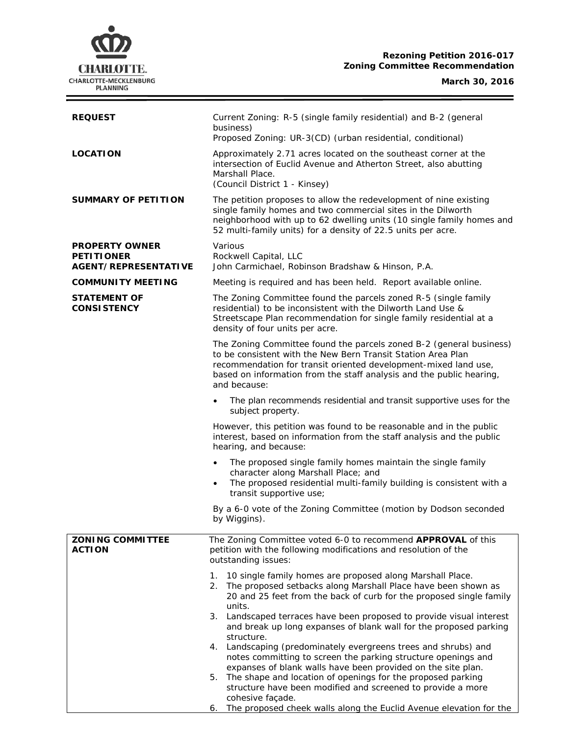**Rezoning Petition 2016-017**
**Zoning Committee Recommendation**

**March 30, 2016**

| | |
|---|---|
| **REQUEST** | Current Zoning: R-5 (single family residential) and B-2 (general business)<br>Proposed Zoning: UR-3(CD) (urban residential, conditional) |
| **LOCATION** | Approximately 2.71 acres located on the southeast corner at the intersection of Euclid Avenue and Atherton Street, also abutting Marshall Place.<br>(Council District 1 - Kinsey) |
| **SUMMARY OF PETITION** | The petition proposes to allow the redevelopment of nine existing single family homes and two commercial sites in the Dilworth neighborhood with up to 62 dwelling units (10 single family homes and 52 multi-family units) for a density of 22.5 units per acre. |
| **PROPERTY OWNER**<br>**PETITIONER**<br>**AGENT/REPRESENTATIVE** | Various<br>Rockwell Capital, LLC<br>John Carmichael, Robinson Bradshaw & Hinson, P.A. |
| **COMMUNITY MEETING** | Meeting is required and has been held. Report available online. |
| **STATEMENT OF CONSISTENCY** | The Zoning Committee found the parcels zoned R-5 (single family residential) to be inconsistent with the Dilworth Land Use & Streetscape Plan recommendation for single family residential at a density of four units per acre.<br><br>The Zoning Committee found the parcels zoned B-2 (general business) to be consistent with the New Bern Transit Station Area Plan recommendation for transit oriented development-mixed land use, based on information from the staff analysis and the public hearing, and because:<br><br>• The plan recommends residential and transit supportive uses for the subject property.<br><br>However, this petition was found to be reasonable and in the public interest, based on information from the staff analysis and the public hearing, and because:<br><br>• The proposed single family homes maintain the single family character along Marshall Place; and<br>• The proposed residential multi-family building is consistent with a transit supportive use;<br><br>By a 6-0 vote of the Zoning Committee (motion by Dodson seconded by Wiggins). |

| | |
|---|---|
| **ZONING COMMITTEE ACTION** | The Zoning Committee voted 6-0 to recommend **APPROVAL** of this petition with the following modifications and resolution of the outstanding issues:<br><br>1. 10 single family homes are proposed along Marshall Place.<br>2. The proposed setbacks along Marshall Place have been shown as 20 and 25 feet from the back of curb for the proposed single family units.<br>3. Landscaped terraces have been proposed to provide visual interest and break up long expanses of blank wall for the proposed parking structure.<br>4. Landscaping (predominately evergreens trees and shrubs) and notes committing to screen the parking structure openings and expanses of blank walls have been provided on the site plan.<br>5. The shape and location of openings for the proposed parking structure have been modified and screened to provide a more cohesive façade.<br>6. The proposed cheek walls along the Euclid Avenue elevation for the |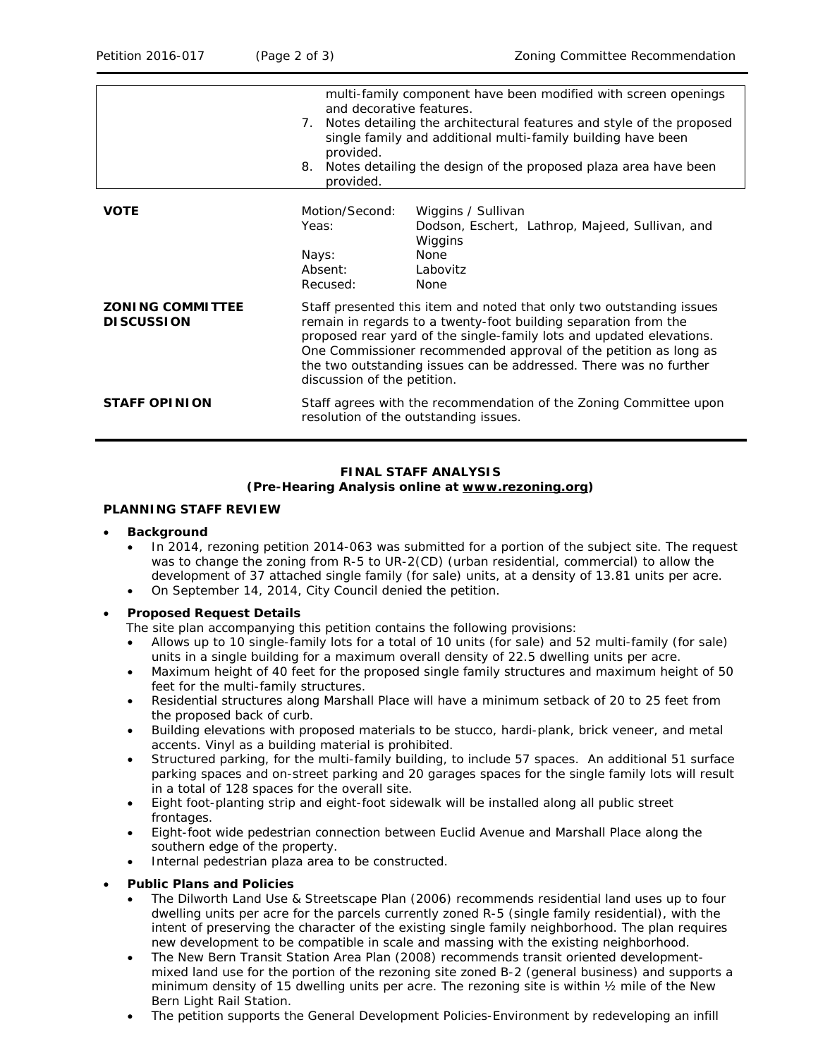| | |
|---|---|
| | multi-family component have been modified with screen openings and decorative features.<br>7. Notes detailing the architectural features and style of the proposed single family and additional multi-family building have been provided.<br>8. Notes detailing the design of the proposed plaza area have been provided. |

| | | |
|---|---|---|
| **VOTE** | Motion/Second: | Wiggins / Sullivan |
| | Yeas: | Dodson, Eschert, Lathrop, Majeed, Sullivan, and Wiggins |
| | Nays: | None |
| | Absent: | Labovitz |
| | Recused: | None |

**ZONING COMMITTEE DISCUSSION**

Staff presented this item and noted that only two outstanding issues remain in regards to a twenty-foot building separation from the proposed rear yard of the single-family lots and updated elevations. One Commissioner recommended approval of the petition as long as the two outstanding issues can be addressed. There was no further discussion of the petition.

**STAFF OPINION**

Staff agrees with the recommendation of the Zoning Committee upon resolution of the outstanding issues.

## FINAL STAFF ANALYSIS
**(Pre-Hearing Analysis online at www.rezoning.org)**

### PLANNING STAFF REVIEW

- **Background**
  - In 2014, rezoning petition 2014-063 was submitted for a portion of the subject site. The request was to change the zoning from R-5 to UR-2(CD) (urban residential, commercial) to allow the development of 37 attached single family (for sale) units, at a density of 13.81 units per acre.
  - On September 14, 2014, City Council denied the petition.

- **Proposed Request Details**

  The site plan accompanying this petition contains the following provisions:
  - Allows up to 10 single-family lots for a total of 10 units (for sale) and 52 multi-family (for sale) units in a single building for a maximum overall density of 22.5 dwelling units per acre.
  - Maximum height of 40 feet for the proposed single family structures and maximum height of 50 feet for the multi-family structures.
  - Residential structures along Marshall Place will have a minimum setback of 20 to 25 feet from the proposed back of curb.
  - Building elevations with proposed materials to be stucco, hardi-plank, brick veneer, and metal accents. Vinyl as a building material is prohibited.
  - Structured parking, for the multi-family building, to include 57 spaces. An additional 51 surface parking spaces and on-street parking and 20 garages spaces for the single family lots will result in a total of 128 spaces for the overall site.
  - Eight foot-planting strip and eight-foot sidewalk will be installed along all public street frontages.
  - Eight-foot wide pedestrian connection between Euclid Avenue and Marshall Place along the southern edge of the property.
  - Internal pedestrian plaza area to be constructed.

- **Public Plans and Policies**
  - The Dilworth Land Use & Streetscape Plan (2006) recommends residential land uses up to four dwelling units per acre for the parcels currently zoned R-5 (single family residential), with the intent of preserving the character of the existing single family neighborhood. The plan requires new development to be compatible in scale and massing with the existing neighborhood.
  - The New Bern Transit Station Area Plan (2008) recommends transit oriented development-mixed land use for the portion of the rezoning site zoned B-2 (general business) and supports a minimum density of 15 dwelling units per acre. The rezoning site is within ½ mile of the New Bern Light Rail Station.
  - The petition supports the General Development Policies-Environment by redeveloping an infill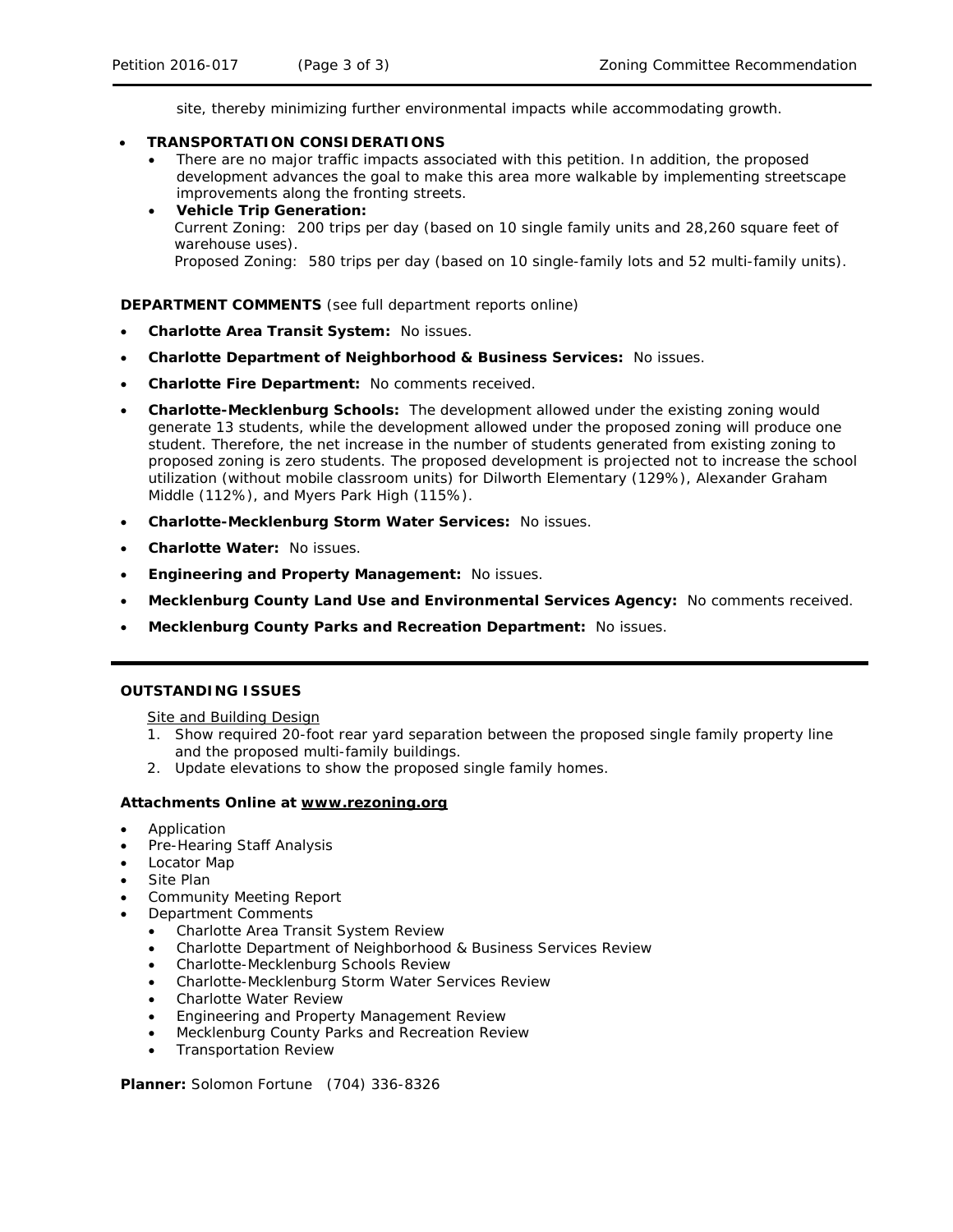site, thereby minimizing further environmental impacts while accommodating growth.

- **TRANSPORTATION CONSIDERATIONS**
  - There are no major traffic impacts associated with this petition. In addition, the proposed development advances the goal to make this area more walkable by implementing streetscape improvements along the fronting streets.
  - **Vehicle Trip Generation:**
    Current Zoning: 200 trips per day (based on 10 single family units and 28,260 square feet of warehouse uses).
    Proposed Zoning: 580 trips per day (based on 10 single-family lots and 52 multi-family units).

**DEPARTMENT COMMENTS** (see full department reports online)

- **Charlotte Area Transit System:** No issues.
- **Charlotte Department of Neighborhood & Business Services:** No issues.
- **Charlotte Fire Department:** No comments received.
- **Charlotte-Mecklenburg Schools:** The development allowed under the existing zoning would generate 13 students, while the development allowed under the proposed zoning will produce one student. Therefore, the net increase in the number of students generated from existing zoning to proposed zoning is zero students. The proposed development is projected not to increase the school utilization (without mobile classroom units) for Dilworth Elementary (129%), Alexander Graham Middle (112%), and Myers Park High (115%).
- **Charlotte-Mecklenburg Storm Water Services:** No issues.
- **Charlotte Water:** No issues.
- **Engineering and Property Management:** No issues.
- **Mecklenburg County Land Use and Environmental Services Agency:** No comments received.
- **Mecklenburg County Parks and Recreation Department:** No issues.

**OUTSTANDING ISSUES**

Site and Building Design

1. Show required 20-foot rear yard separation between the proposed single family property line and the proposed multi-family buildings.
2. Update elevations to show the proposed single family homes.

**Attachments Online at www.rezoning.org**

- Application
- Pre-Hearing Staff Analysis
- Locator Map
- Site Plan
- Community Meeting Report
- Department Comments
  - Charlotte Area Transit System Review
  - Charlotte Department of Neighborhood & Business Services Review
  - Charlotte-Mecklenburg Schools Review
  - Charlotte-Mecklenburg Storm Water Services Review
  - Charlotte Water Review
  - Engineering and Property Management Review
  - Mecklenburg County Parks and Recreation Review
  - Transportation Review

**Planner:** Solomon Fortune (704) 336-8326